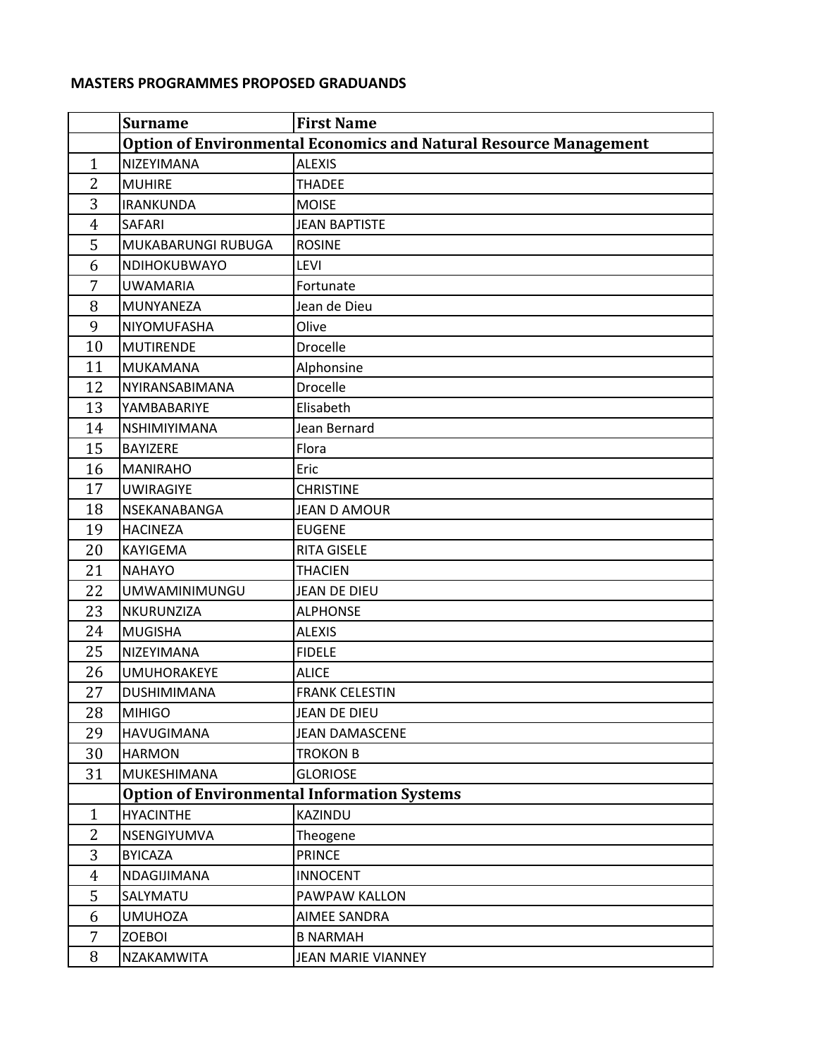# MASTERS PROGRAMMES PROPOSED GRADUANDS

| | Surname | First Name |
|---|---|---|
| | **Option of Environmental Economics and Natural Resource Management** | |
| 1 | NIZEYIMANA | ALEXIS |
| 2 | MUHIRE | THADEE |
| 3 | IRANKUNDA | MOISE |
| 4 | SAFARI | JEAN BAPTISTE |
| 5 | MUKABARUNGI RUBUGA | ROSINE |
| 6 | NDIHOKUBWAYO | LEVI |
| 7 | UWAMARIA | Fortunate |
| 8 | MUNYANEZA | Jean de Dieu |
| 9 | NIYOMUFASHA | Olive |
| 10 | MUTIRENDE | Drocelle |
| 11 | MUKAMANA | Alphonsine |
| 12 | NYIRANSABIMANA | Drocelle |
| 13 | YAMBABARIYE | Elisabeth |
| 14 | NSHIMIYIMANA | Jean Bernard |
| 15 | BAYIZERE | Flora |
| 16 | MANIRAHO | Eric |
| 17 | UWIRAGIYE | CHRISTINE |
| 18 | NSEKANABANGA | JEAN D AMOUR |
| 19 | HACINEZA | EUGENE |
| 20 | KAYIGEMA | RITA GISELE |
| 21 | NAHAYO | THACIEN |
| 22 | UMWAMINIMUNGU | JEAN DE DIEU |
| 23 | NKURUNZIZA | ALPHONSE |
| 24 | MUGISHA | ALEXIS |
| 25 | NIZEYIMANA | FIDELE |
| 26 | UMUHORAKEYE | ALICE |
| 27 | DUSHIMIMANA | FRANK CELESTIN |
| 28 | MIHIGO | JEAN DE DIEU |
| 29 | HAVUGIMANA | JEAN DAMASCENE |
| 30 | HARMON | TROKON B |
| 31 | MUKESHIMANA | GLORIOSE |
| | **Option of Environmental Information Systems** | |
| 1 | HYACINTHE | KAZINDU |
| 2 | NSENGIYUMVA | Theogene |
| 3 | BYICAZA | PRINCE |
| 4 | NDAGIJIMANA | INNOCENT |
| 5 | SALYMATU | PAWPAW KALLON |
| 6 | UMUHOZA | AIMEE SANDRA |
| 7 | ZOEBOI | B NARMAH |
| 8 | NZAKAMWITA | JEAN MARIE VIANNEY |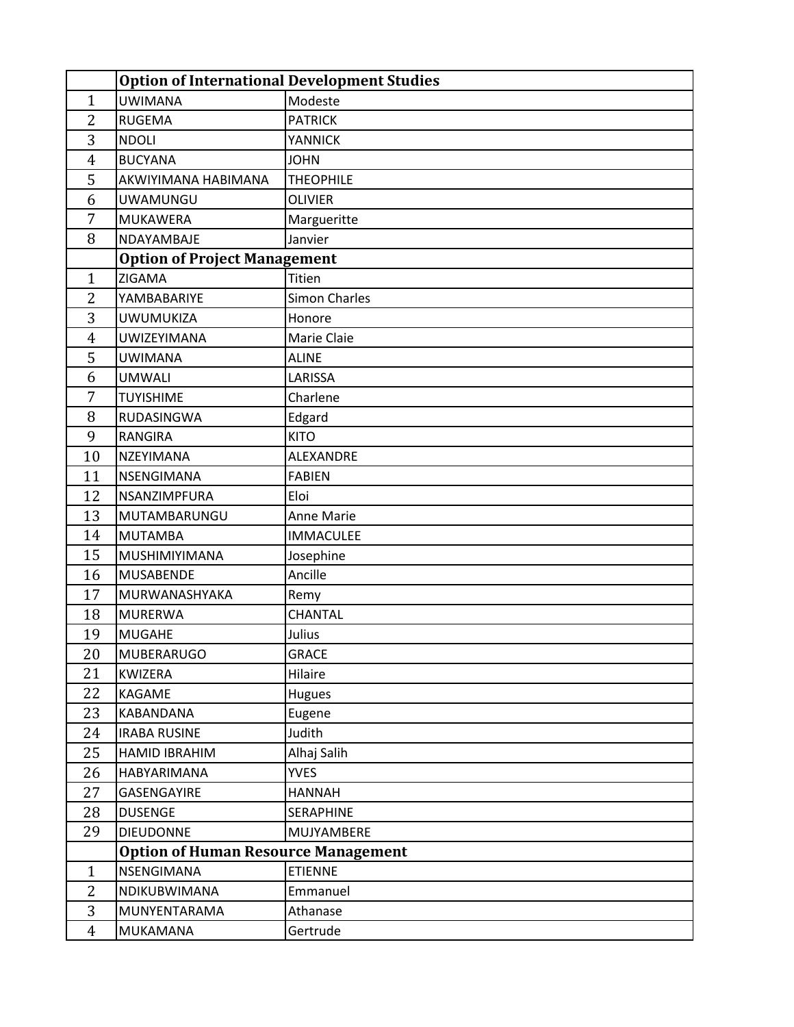| | Option of International Development Studies | |
|---|---|---|
| 1 | UWIMANA | Modeste |
| 2 | RUGEMA | PATRICK |
| 3 | NDOLI | YANNICK |
| 4 | BUCYANA | JOHN |
| 5 | AKWIYIMANA HABIMANA | THEOPHILE |
| 6 | UWAMUNGU | OLIVIER |
| 7 | MUKAWERA | Margueritte |
| 8 | NDAYAMBAJE | Janvier |
| | **Option of Project Management** | |
| 1 | ZIGAMA | Titien |
| 2 | YAMBABARIYE | Simon Charles |
| 3 | UWUMUKIZA | Honore |
| 4 | UWIZEYIMANA | Marie Claie |
| 5 | UWIMANA | ALINE |
| 6 | UMWALI | LARISSA |
| 7 | TUYISHIME | Charlene |
| 8 | RUDASINGWA | Edgard |
| 9 | RANGIRA | KITO |
| 10 | NZEYIMANA | ALEXANDRE |
| 11 | NSENGIMANA | FABIEN |
| 12 | NSANZIMPFURA | Eloi |
| 13 | MUTAMBARUNGU | Anne Marie |
| 14 | MUTAMBA | IMMACULEE |
| 15 | MUSHIMIYIMANA | Josephine |
| 16 | MUSABENDE | Ancille |
| 17 | MURWANASHYAKA | Remy |
| 18 | MURERWA | CHANTAL |
| 19 | MUGAHE | Julius |
| 20 | MUBERARUGO | GRACE |
| 21 | KWIZERA | Hilaire |
| 22 | KAGAME | Hugues |
| 23 | KABANDANA | Eugene |
| 24 | IRABA RUSINE | Judith |
| 25 | HAMID IBRAHIM | Alhaj Salih |
| 26 | HABYARIMANA | YVES |
| 27 | GASENGAYIRE | HANNAH |
| 28 | DUSENGE | SERAPHINE |
| 29 | DIEUDONNE | MUJYAMBERE |
| | **Option of Human Resource Management** | |
| 1 | NSENGIMANA | ETIENNE |
| 2 | NDIKUBWIMANA | Emmanuel |
| 3 | MUNYENTARAMA | Athanase |
| 4 | MUKAMANA | Gertrude |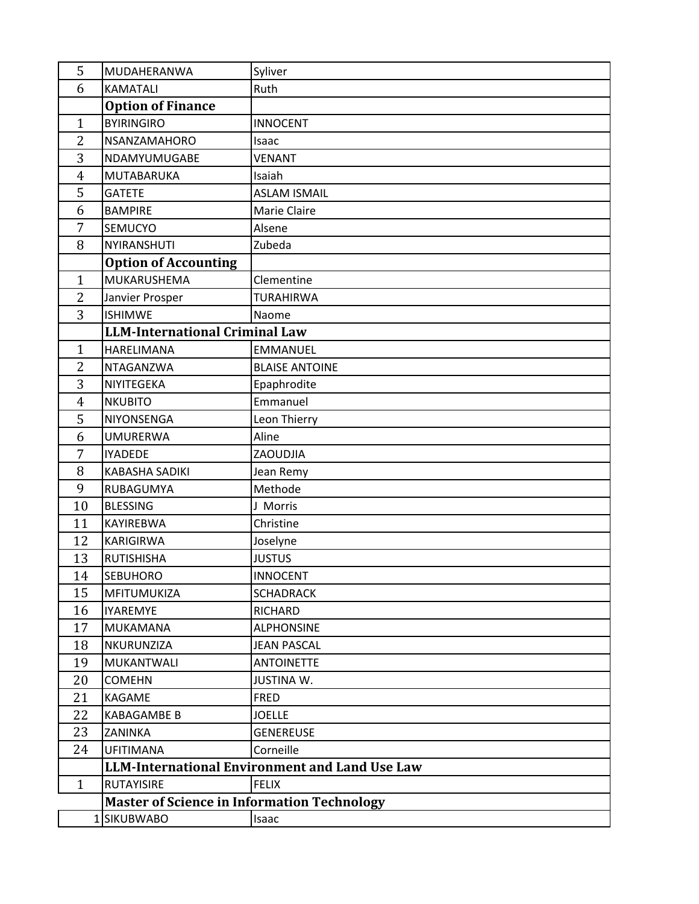| | | |
|---|---|---|
| 5 | MUDAHERANWA | Syliver |
| 6 | KAMATALI | Ruth |
| | **Option of Finance** | |
| 1 | BYIRINGIRO | INNOCENT |
| 2 | NSANZAMAHORO | Isaac |
| 3 | NDAMYUMUGABE | VENANT |
| 4 | MUTABARUKA | Isaiah |
| 5 | GATETE | ASLAM ISMAIL |
| 6 | BAMPIRE | Marie Claire |
| 7 | SEMUCYO | Alsene |
| 8 | NYIRANSHUTI | Zubeda |
| | **Option of Accounting** | |
| 1 | MUKARUSHEMA | Clementine |
| 2 | Janvier Prosper | TURAHIRWA |
| 3 | ISHIMWE | Naome |
| | **LLM-International Criminal Law** | |
| 1 | HARELIMANA | EMMANUEL |
| 2 | NTAGANZWA | BLAISE ANTOINE |
| 3 | NIYITEGEKA | Epaphrodite |
| 4 | NKUBITO | Emmanuel |
| 5 | NIYONSENGA | Leon Thierry |
| 6 | UMURERWA | Aline |
| 7 | IYADEDE | ZAOUDJIA |
| 8 | KABASHA SADIKI | Jean Remy |
| 9 | RUBAGUMYA | Methode |
| 10 | BLESSING | J Morris |
| 11 | KAYIREBWA | Christine |
| 12 | KARIGIRWA | Joselyne |
| 13 | RUTISHISHA | JUSTUS |
| 14 | SEBUHORO | INNOCENT |
| 15 | MFITUMUKIZA | SCHADRACK |
| 16 | IYAREMYE | RICHARD |
| 17 | MUKAMANA | ALPHONSINE |
| 18 | NKURUNZIZA | JEAN PASCAL |
| 19 | MUKANTWALI | ANTOINETTE |
| 20 | COMEHN | JUSTINA W. |
| 21 | KAGAME | FRED |
| 22 | KABAGAMBE B | JOELLE |
| 23 | ZANINKA | GENEREUSE |
| 24 | UFITIMANA | Corneille |
| | **LLM-International Environment and Land Use Law** | |
| 1 | RUTAYISIRE | FELIX |
| | **Master of Science in Information Technology** | |
| 1 | SIKUBWABO | Isaac |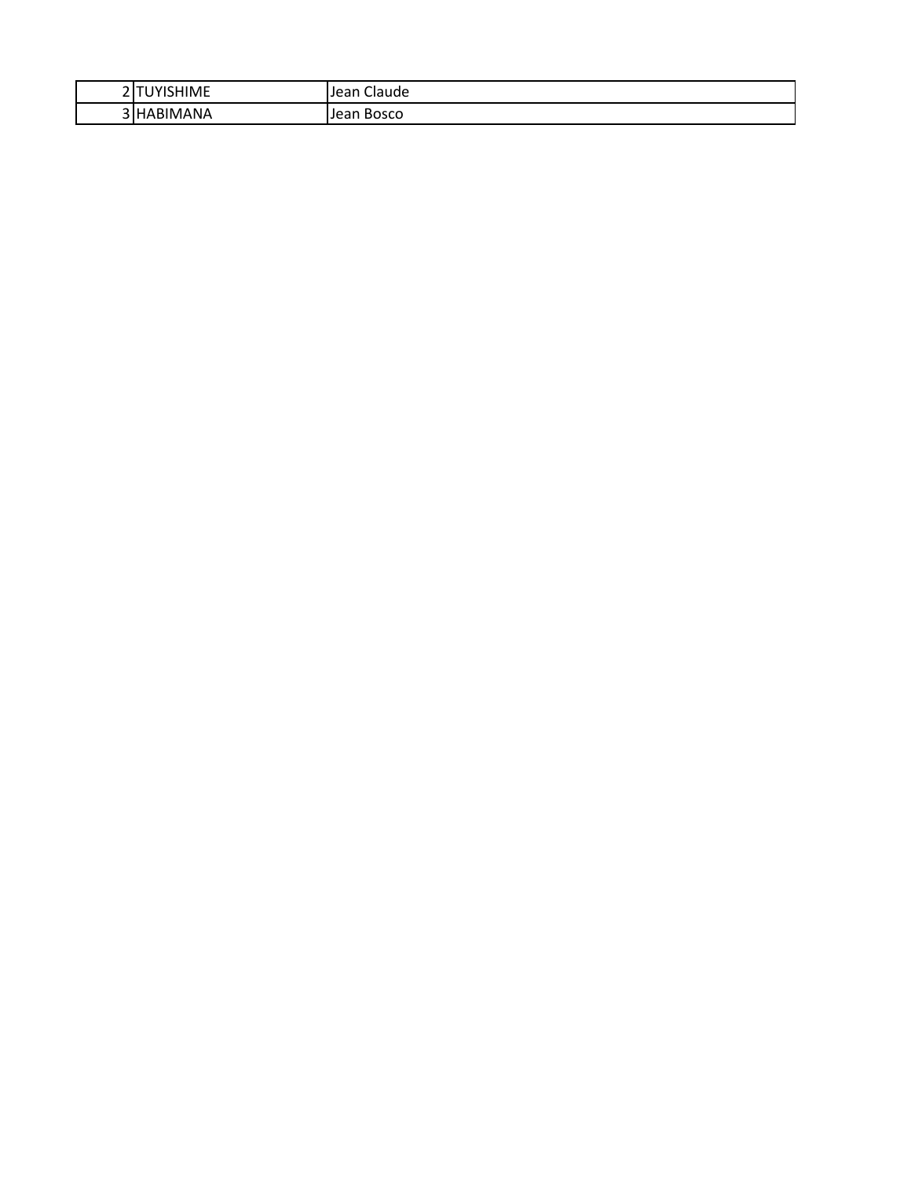| | | |
|---|---|---|
| 2 | TUYISHIME | Jean Claude |
| 3 | HABIMANA | Jean Bosco |